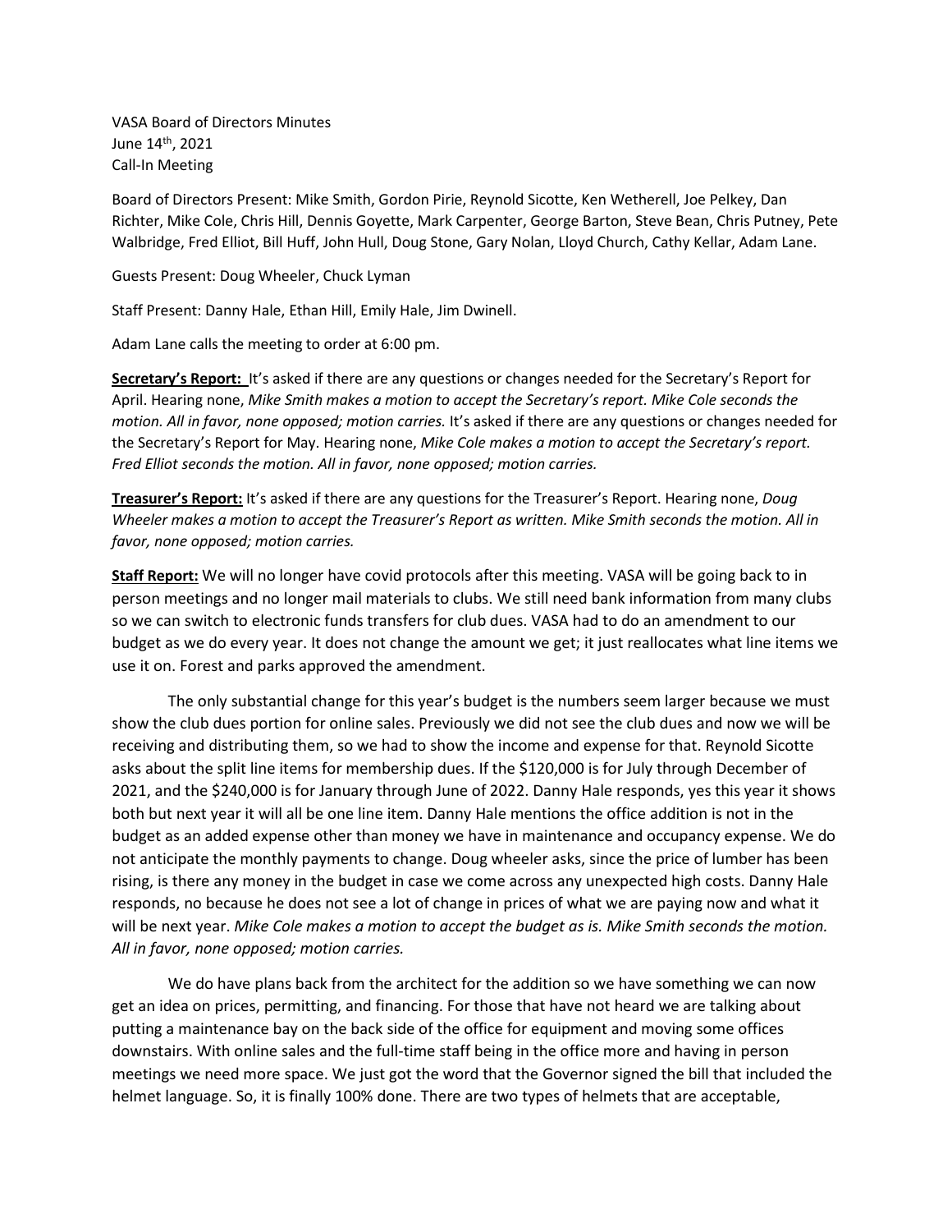VASA Board of Directors Minutes
June 14th, 2021
Call-In Meeting

Board of Directors Present: Mike Smith, Gordon Pirie, Reynold Sicotte, Ken Wetherell, Joe Pelkey, Dan Richter, Mike Cole, Chris Hill, Dennis Goyette, Mark Carpenter, George Barton, Steve Bean, Chris Putney, Pete Walbridge, Fred Elliot, Bill Huff, John Hull, Doug Stone, Gary Nolan, Lloyd Church, Cathy Kellar, Adam Lane.

Guests Present: Doug Wheeler, Chuck Lyman

Staff Present: Danny Hale, Ethan Hill, Emily Hale, Jim Dwinell.

Adam Lane calls the meeting to order at 6:00 pm.

**Secretary's Report:** It's asked if there are any questions or changes needed for the Secretary's Report for April. Hearing none, *Mike Smith makes a motion to accept the Secretary's report. Mike Cole seconds the motion. All in favor, none opposed; motion carries.* It's asked if there are any questions or changes needed for the Secretary's Report for May. Hearing none, *Mike Cole makes a motion to accept the Secretary's report. Fred Elliot seconds the motion. All in favor, none opposed; motion carries.*

**Treasurer's Report:** It's asked if there are any questions for the Treasurer's Report. Hearing none, *Doug Wheeler makes a motion to accept the Treasurer's Report as written. Mike Smith seconds the motion. All in favor, none opposed; motion carries.*

**Staff Report:** We will no longer have covid protocols after this meeting. VASA will be going back to in person meetings and no longer mail materials to clubs. We still need bank information from many clubs so we can switch to electronic funds transfers for club dues. VASA had to do an amendment to our budget as we do every year. It does not change the amount we get; it just reallocates what line items we use it on. Forest and parks approved the amendment.

The only substantial change for this year's budget is the numbers seem larger because we must show the club dues portion for online sales. Previously we did not see the club dues and now we will be receiving and distributing them, so we had to show the income and expense for that. Reynold Sicotte asks about the split line items for membership dues. If the $120,000 is for July through December of 2021, and the $240,000 is for January through June of 2022. Danny Hale responds, yes this year it shows both but next year it will all be one line item. Danny Hale mentions the office addition is not in the budget as an added expense other than money we have in maintenance and occupancy expense. We do not anticipate the monthly payments to change. Doug wheeler asks, since the price of lumber has been rising, is there any money in the budget in case we come across any unexpected high costs. Danny Hale responds, no because he does not see a lot of change in prices of what we are paying now and what it will be next year. *Mike Cole makes a motion to accept the budget as is. Mike Smith seconds the motion. All in favor, none opposed; motion carries.*

We do have plans back from the architect for the addition so we have something we can now get an idea on prices, permitting, and financing. For those that have not heard we are talking about putting a maintenance bay on the back side of the office for equipment and moving some offices downstairs. With online sales and the full-time staff being in the office more and having in person meetings we need more space. We just got the word that the Governor signed the bill that included the helmet language. So, it is finally 100% done. There are two types of helmets that are acceptable,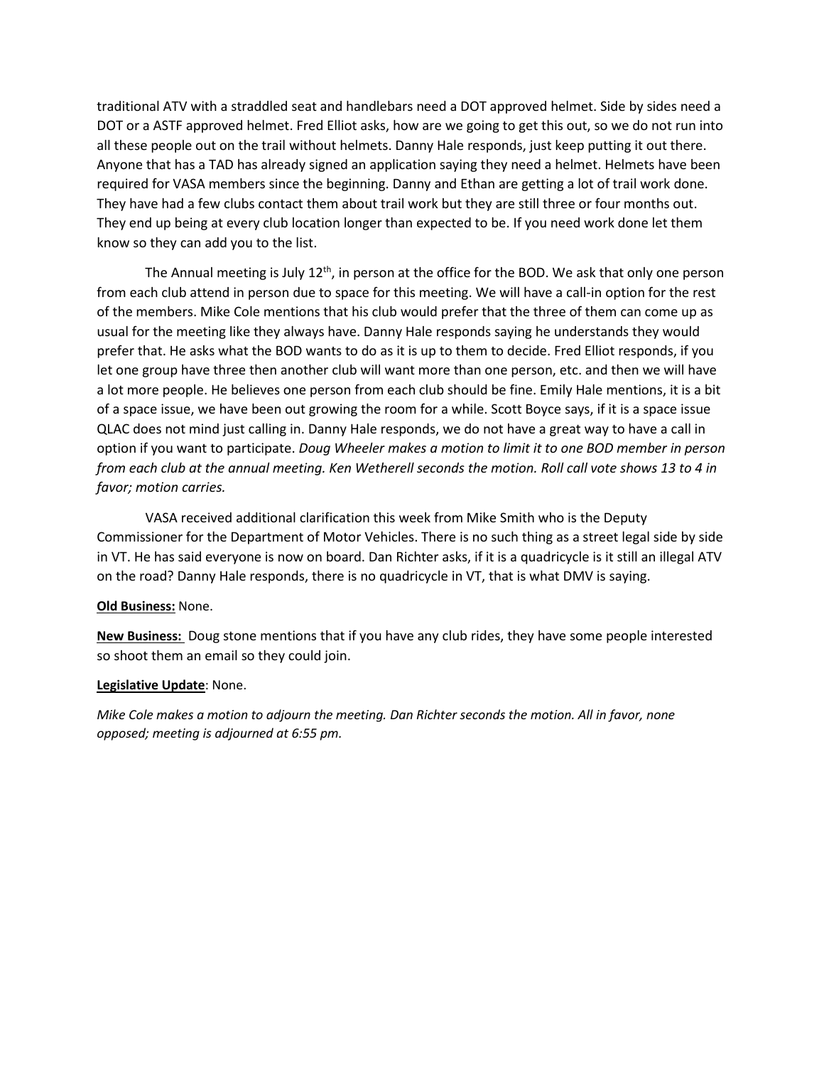traditional ATV with a straddled seat and handlebars need a DOT approved helmet. Side by sides need a DOT or a ASTF approved helmet. Fred Elliot asks, how are we going to get this out, so we do not run into all these people out on the trail without helmets. Danny Hale responds, just keep putting it out there. Anyone that has a TAD has already signed an application saying they need a helmet. Helmets have been required for VASA members since the beginning. Danny and Ethan are getting a lot of trail work done. They have had a few clubs contact them about trail work but they are still three or four months out. They end up being at every club location longer than expected to be. If you need work done let them know so they can add you to the list.

The Annual meeting is July 12th, in person at the office for the BOD. We ask that only one person from each club attend in person due to space for this meeting. We will have a call-in option for the rest of the members. Mike Cole mentions that his club would prefer that the three of them can come up as usual for the meeting like they always have. Danny Hale responds saying he understands they would prefer that. He asks what the BOD wants to do as it is up to them to decide. Fred Elliot responds, if you let one group have three then another club will want more than one person, etc. and then we will have a lot more people. He believes one person from each club should be fine. Emily Hale mentions, it is a bit of a space issue, we have been out growing the room for a while. Scott Boyce says, if it is a space issue QLAC does not mind just calling in. Danny Hale responds, we do not have a great way to have a call in option if you want to participate. *Doug Wheeler makes a motion to limit it to one BOD member in person from each club at the annual meeting. Ken Wetherell seconds the motion. Roll call vote shows 13 to 4 in favor; motion carries.*

VASA received additional clarification this week from Mike Smith who is the Deputy Commissioner for the Department of Motor Vehicles. There is no such thing as a street legal side by side in VT. He has said everyone is now on board. Dan Richter asks, if it is a quadricycle is it still an illegal ATV on the road? Danny Hale responds, there is no quadricycle in VT, that is what DMV is saying.

**Old Business:** None.

**New Business:** Doug stone mentions that if you have any club rides, they have some people interested so shoot them an email so they could join.

**Legislative Update**: None.

*Mike Cole makes a motion to adjourn the meeting. Dan Richter seconds the motion. All in favor, none opposed; meeting is adjourned at 6:55 pm.*